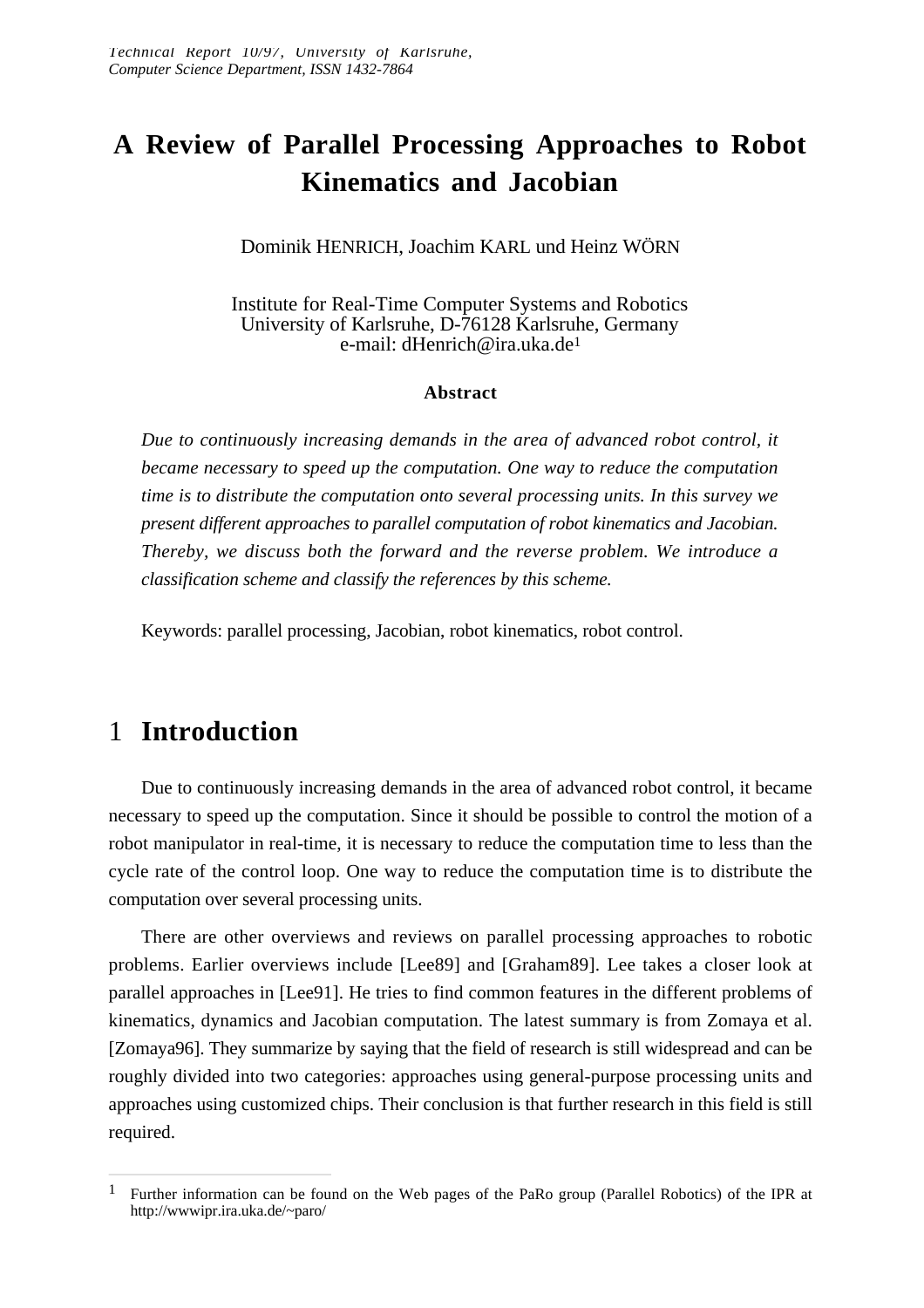Technical Report 10/97, University of Karlsruhe, Computer Science Department, ISSN 1432-7864

# A Review of Parallel Processing Approaches to Robot Kinematics and Jacobian

Dominik HENRICH, Joachim KARL und Heinz WÖRN

Institute for Real-Time Computer Systems and Robotics
University of Karlsruhe, D-76128 Karlsruhe, Germany
e-mail: dHenrich@ira.uka.de[1]

**Abstract**

*Due to continuously increasing demands in the area of advanced robot control, it became necessary to speed up the computation. One way to reduce the computation time is to distribute the computation onto several processing units. In this survey we present different approaches to parallel computation of robot kinematics and Jacobian. Thereby, we discuss both the forward and the reverse problem. We introduce a classification scheme and classify the references by this scheme.*

Keywords: parallel processing, Jacobian, robot kinematics, robot control.

## 1 Introduction

Due to continuously increasing demands in the area of advanced robot control, it became necessary to speed up the computation. Since it should be possible to control the motion of a robot manipulator in real-time, it is necessary to reduce the computation time to less than the cycle rate of the control loop. One way to reduce the computation time is to distribute the computation over several processing units.

There are other overviews and reviews on parallel processing approaches to robotic problems. Earlier overviews include [Lee89] and [Graham89]. Lee takes a closer look at parallel approaches in [Lee91]. He tries to find common features in the different problems of kinematics, dynamics and Jacobian computation. The latest summary is from Zomaya et al. [Zomaya96]. They summarize by saying that the field of research is still widespread and can be roughly divided into two categories: approaches using general-purpose processing units and approaches using customized chips. Their conclusion is that further research in this field is still required.

[1] Further information can be found on the Web pages of the PaRo group (Parallel Robotics) of the IPR at http://wwwipr.ira.uka.de/~paro/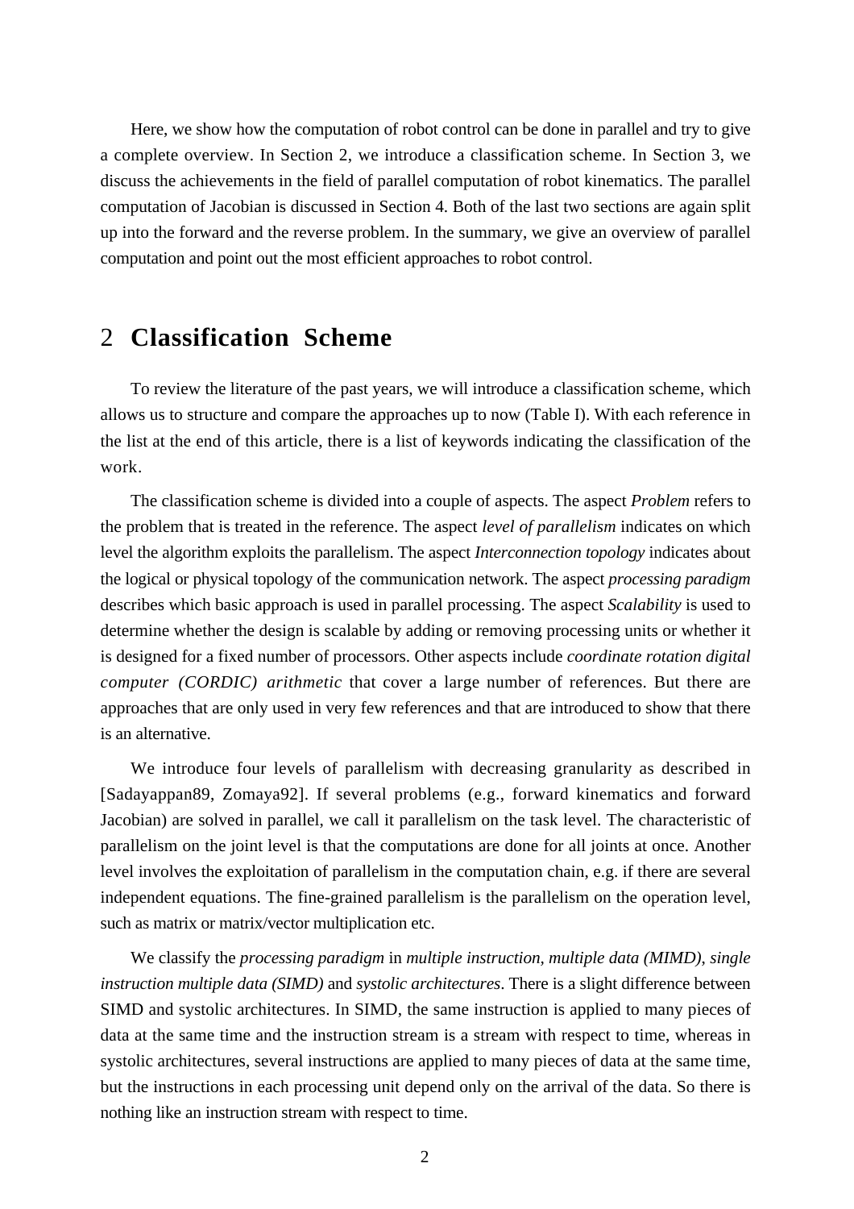Here, we show how the computation of robot control can be done in parallel and try to give a complete overview. In Section 2, we introduce a classification scheme. In Section 3, we discuss the achievements in the field of parallel computation of robot kinematics. The parallel computation of Jacobian is discussed in Section 4. Both of the last two sections are again split up into the forward and the reverse problem. In the summary, we give an overview of parallel computation and point out the most efficient approaches to robot control.

## 2 Classification Scheme

To review the literature of the past years, we will introduce a classification scheme, which allows us to structure and compare the approaches up to now (Table I). With each reference in the list at the end of this article, there is a list of keywords indicating the classification of the work.

The classification scheme is divided into a couple of aspects. The aspect *Problem* refers to the problem that is treated in the reference. The aspect *level of parallelism* indicates on which level the algorithm exploits the parallelism. The aspect *Interconnection topology* indicates about the logical or physical topology of the communication network. The aspect *processing paradigm* describes which basic approach is used in parallel processing. The aspect *Scalability* is used to determine whether the design is scalable by adding or removing processing units or whether it is designed for a fixed number of processors. Other aspects include *coordinate rotation digital computer (CORDIC) arithmetic* that cover a large number of references. But there are approaches that are only used in very few references and that are introduced to show that there is an alternative.

We introduce four levels of parallelism with decreasing granularity as described in [Sadayappan89, Zomaya92]. If several problems (e.g., forward kinematics and forward Jacobian) are solved in parallel, we call it parallelism on the task level. The characteristic of parallelism on the joint level is that the computations are done for all joints at once. Another level involves the exploitation of parallelism in the computation chain, e.g. if there are several independent equations. The fine-grained parallelism is the parallelism on the operation level, such as matrix or matrix/vector multiplication etc.

We classify the *processing paradigm* in *multiple instruction, multiple data (MIMD)*, *single instruction multiple data (SIMD)* and *systolic architectures*. There is a slight difference between SIMD and systolic architectures. In SIMD, the same instruction is applied to many pieces of data at the same time and the instruction stream is a stream with respect to time, whereas in systolic architectures, several instructions are applied to many pieces of data at the same time, but the instructions in each processing unit depend only on the arrival of the data. So there is nothing like an instruction stream with respect to time.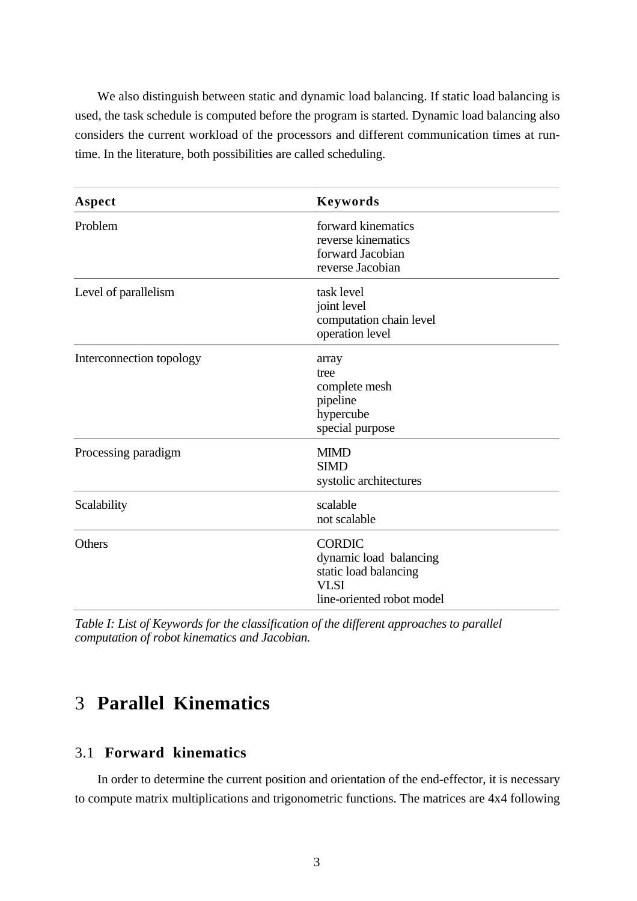We also distinguish between static and dynamic load balancing. If static load balancing is used, the task schedule is computed before the program is started. Dynamic load balancing also considers the current workload of the processors and different communication times at run-time. In the literature, both possibilities are called scheduling.

| **Aspect** | **Keywords** |
|---|---|
| Problem | forward kinematics<br>reverse kinematics<br>forward Jacobian<br>reverse Jacobian |
| Level of parallelism | task level<br>joint level<br>computation chain level<br>operation level |
| Interconnection topology | array<br>tree<br>complete mesh<br>pipeline<br>hypercube<br>special purpose |
| Processing paradigm | MIMD<br>SIMD<br>systolic architectures |
| Scalability | scalable<br>not scalable |
| Others | CORDIC<br>dynamic load balancing<br>static load balancing<br>VLSI<br>line-oriented robot model |

*Table I: List of Keywords for the classification of the different approaches to parallel computation of robot kinematics and Jacobian.*

# 3 Parallel Kinematics

## 3.1 Forward kinematics

In order to determine the current position and orientation of the end-effector, it is necessary to compute matrix multiplications and trigonometric functions. The matrices are 4x4 following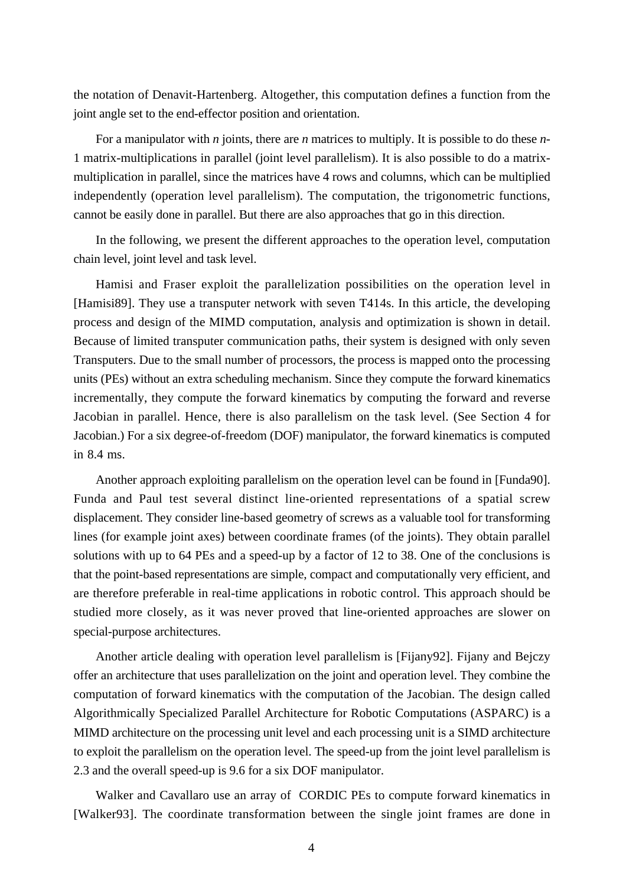the notation of Denavit-Hartenberg. Altogether, this computation defines a function from the joint angle set to the end-effector position and orientation.

For a manipulator with *n* joints, there are *n* matrices to multiply. It is possible to do these *n*-1 matrix-multiplications in parallel (joint level parallelism). It is also possible to do a matrix-multiplication in parallel, since the matrices have 4 rows and columns, which can be multiplied independently (operation level parallelism). The computation, the trigonometric functions, cannot be easily done in parallel. But there are also approaches that go in this direction.

In the following, we present the different approaches to the operation level, computation chain level, joint level and task level.

Hamisi and Fraser exploit the parallelization possibilities on the operation level in [Hamisi89]. They use a transputer network with seven T414s. In this article, the developing process and design of the MIMD computation, analysis and optimization is shown in detail. Because of limited transputer communication paths, their system is designed with only seven Transputers. Due to the small number of processors, the process is mapped onto the processing units (PEs) without an extra scheduling mechanism. Since they compute the forward kinematics incrementally, they compute the forward kinematics by computing the forward and reverse Jacobian in parallel. Hence, there is also parallelism on the task level. (See Section 4 for Jacobian.) For a six degree-of-freedom (DOF) manipulator, the forward kinematics is computed in 8.4 ms.

Another approach exploiting parallelism on the operation level can be found in [Funda90]. Funda and Paul test several distinct line-oriented representations of a spatial screw displacement. They consider line-based geometry of screws as a valuable tool for transforming lines (for example joint axes) between coordinate frames (of the joints). They obtain parallel solutions with up to 64 PEs and a speed-up by a factor of 12 to 38. One of the conclusions is that the point-based representations are simple, compact and computationally very efficient, and are therefore preferable in real-time applications in robotic control. This approach should be studied more closely, as it was never proved that line-oriented approaches are slower on special-purpose architectures.

Another article dealing with operation level parallelism is [Fijany92]. Fijany and Bejczy offer an architecture that uses parallelization on the joint and operation level. They combine the computation of forward kinematics with the computation of the Jacobian. The design called Algorithmically Specialized Parallel Architecture for Robotic Computations (ASPARC) is a MIMD architecture on the processing unit level and each processing unit is a SIMD architecture to exploit the parallelism on the operation level. The speed-up from the joint level parallelism is 2.3 and the overall speed-up is 9.6 for a six DOF manipulator.

Walker and Cavallaro use an array of CORDIC PEs to compute forward kinematics in [Walker93]. The coordinate transformation between the single joint frames are done in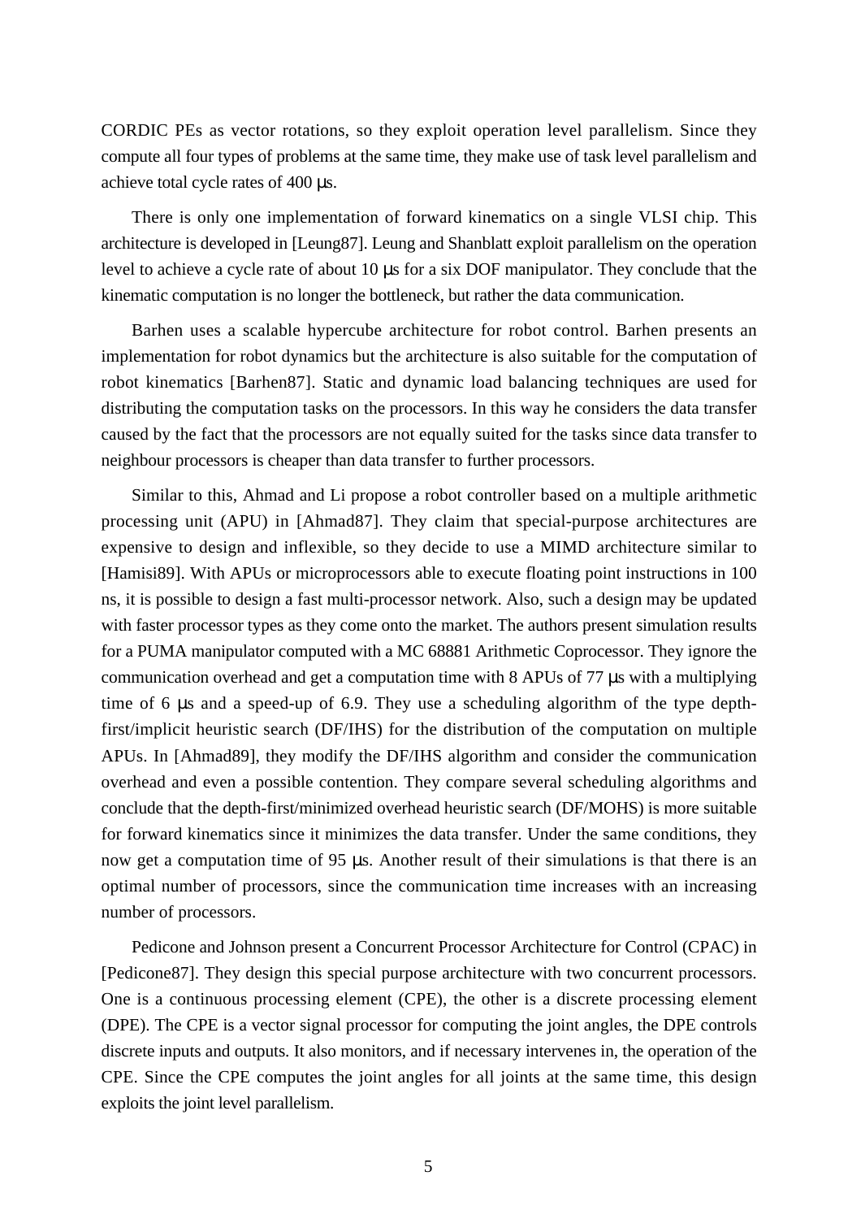CORDIC PEs as vector rotations, so they exploit operation level parallelism. Since they compute all four types of problems at the same time, they make use of task level parallelism and achieve total cycle rates of 400 µs.

There is only one implementation of forward kinematics on a single VLSI chip. This architecture is developed in [Leung87]. Leung and Shanblatt exploit parallelism on the operation level to achieve a cycle rate of about 10 µs for a six DOF manipulator. They conclude that the kinematic computation is no longer the bottleneck, but rather the data communication.

Barhen uses a scalable hypercube architecture for robot control. Barhen presents an implementation for robot dynamics but the architecture is also suitable for the computation of robot kinematics [Barhen87]. Static and dynamic load balancing techniques are used for distributing the computation tasks on the processors. In this way he considers the data transfer caused by the fact that the processors are not equally suited for the tasks since data transfer to neighbour processors is cheaper than data transfer to further processors.

Similar to this, Ahmad and Li propose a robot controller based on a multiple arithmetic processing unit (APU) in [Ahmad87]. They claim that special-purpose architectures are expensive to design and inflexible, so they decide to use a MIMD architecture similar to [Hamisi89]. With APUs or microprocessors able to execute floating point instructions in 100 ns, it is possible to design a fast multi-processor network. Also, such a design may be updated with faster processor types as they come onto the market. The authors present simulation results for a PUMA manipulator computed with a MC 68881 Arithmetic Coprocessor. They ignore the communication overhead and get a computation time with 8 APUs of 77 µs with a multiplying time of 6 µs and a speed-up of 6.9. They use a scheduling algorithm of the type depth-first/implicit heuristic search (DF/IHS) for the distribution of the computation on multiple APUs. In [Ahmad89], they modify the DF/IHS algorithm and consider the communication overhead and even a possible contention. They compare several scheduling algorithms and conclude that the depth-first/minimized overhead heuristic search (DF/MOHS) is more suitable for forward kinematics since it minimizes the data transfer. Under the same conditions, they now get a computation time of 95 µs. Another result of their simulations is that there is an optimal number of processors, since the communication time increases with an increasing number of processors.

Pedicone and Johnson present a Concurrent Processor Architecture for Control (CPAC) in [Pedicone87]. They design this special purpose architecture with two concurrent processors. One is a continuous processing element (CPE), the other is a discrete processing element (DPE). The CPE is a vector signal processor for computing the joint angles, the DPE controls discrete inputs and outputs. It also monitors, and if necessary intervenes in, the operation of the CPE. Since the CPE computes the joint angles for all joints at the same time, this design exploits the joint level parallelism.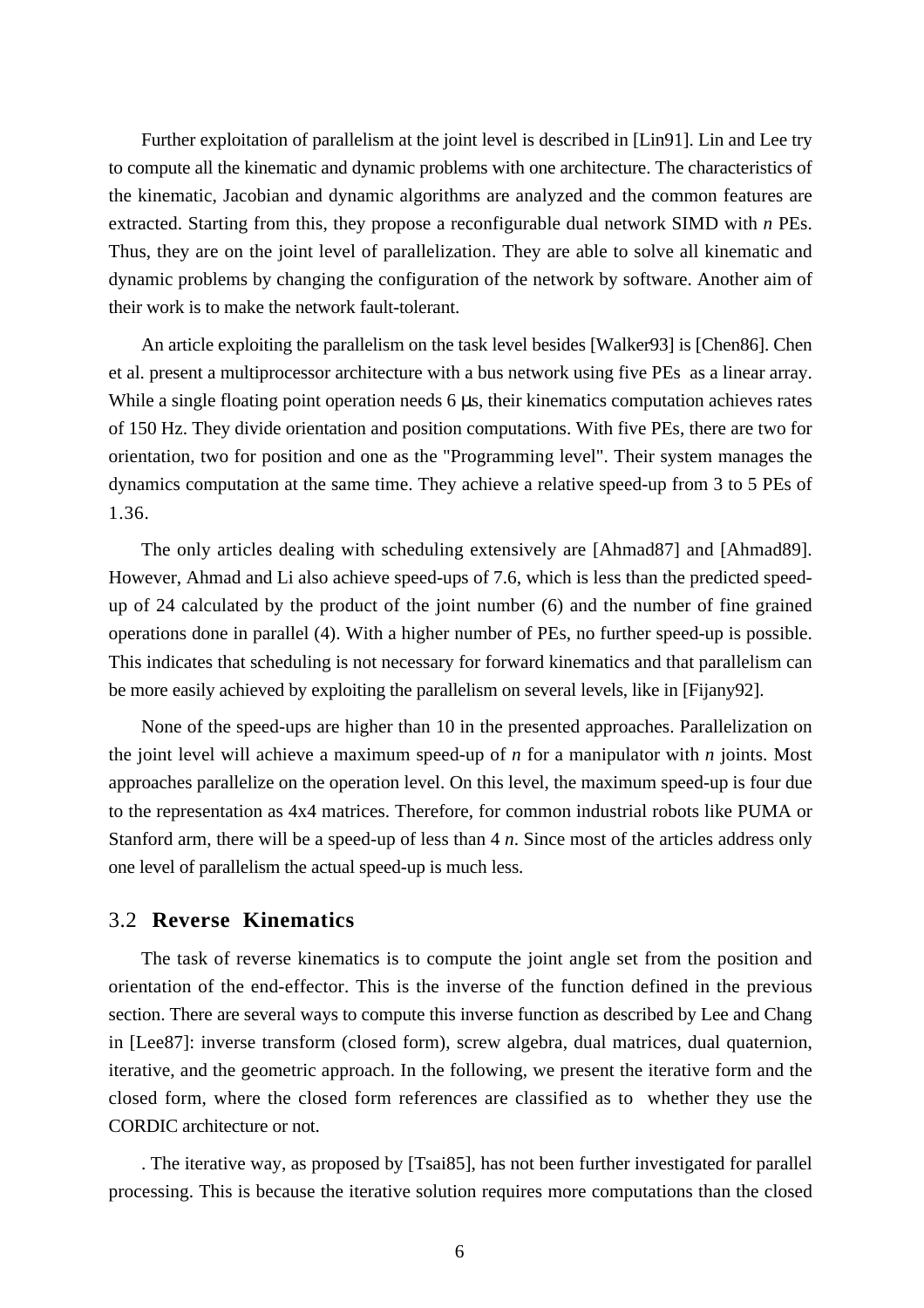Further exploitation of parallelism at the joint level is described in [Lin91]. Lin and Lee try to compute all the kinematic and dynamic problems with one architecture. The characteristics of the kinematic, Jacobian and dynamic algorithms are analyzed and the common features are extracted. Starting from this, they propose a reconfigurable dual network SIMD with *n* PEs. Thus, they are on the joint level of parallelization. They are able to solve all kinematic and dynamic problems by changing the configuration of the network by software. Another aim of their work is to make the network fault-tolerant.

An article exploiting the parallelism on the task level besides [Walker93] is [Chen86]. Chen et al. present a multiprocessor architecture with a bus network using five PEs as a linear array. While a single floating point operation needs 6 μs, their kinematics computation achieves rates of 150 Hz. They divide orientation and position computations. With five PEs, there are two for orientation, two for position and one as the "Programming level". Their system manages the dynamics computation at the same time. They achieve a relative speed-up from 3 to 5 PEs of 1.36.

The only articles dealing with scheduling extensively are [Ahmad87] and [Ahmad89]. However, Ahmad and Li also achieve speed-ups of 7.6, which is less than the predicted speed-up of 24 calculated by the product of the joint number (6) and the number of fine grained operations done in parallel (4). With a higher number of PEs, no further speed-up is possible. This indicates that scheduling is not necessary for forward kinematics and that parallelism can be more easily achieved by exploiting the parallelism on several levels, like in [Fijany92].

None of the speed-ups are higher than 10 in the presented approaches. Parallelization on the joint level will achieve a maximum speed-up of *n* for a manipulator with *n* joints. Most approaches parallelize on the operation level. On this level, the maximum speed-up is four due to the representation as 4x4 matrices. Therefore, for common industrial robots like PUMA or Stanford arm, there will be a speed-up of less than 4 *n*. Since most of the articles address only one level of parallelism the actual speed-up is much less.

## 3.2 **Reverse Kinematics**

The task of reverse kinematics is to compute the joint angle set from the position and orientation of the end-effector. This is the inverse of the function defined in the previous section. There are several ways to compute this inverse function as described by Lee and Chang in [Lee87]: inverse transform (closed form), screw algebra, dual matrices, dual quaternion, iterative, and the geometric approach. In the following, we present the iterative form and the closed form, where the closed form references are classified as to whether they use the CORDIC architecture or not.

. The iterative way, as proposed by [Tsai85], has not been further investigated for parallel processing. This is because the iterative solution requires more computations than the closed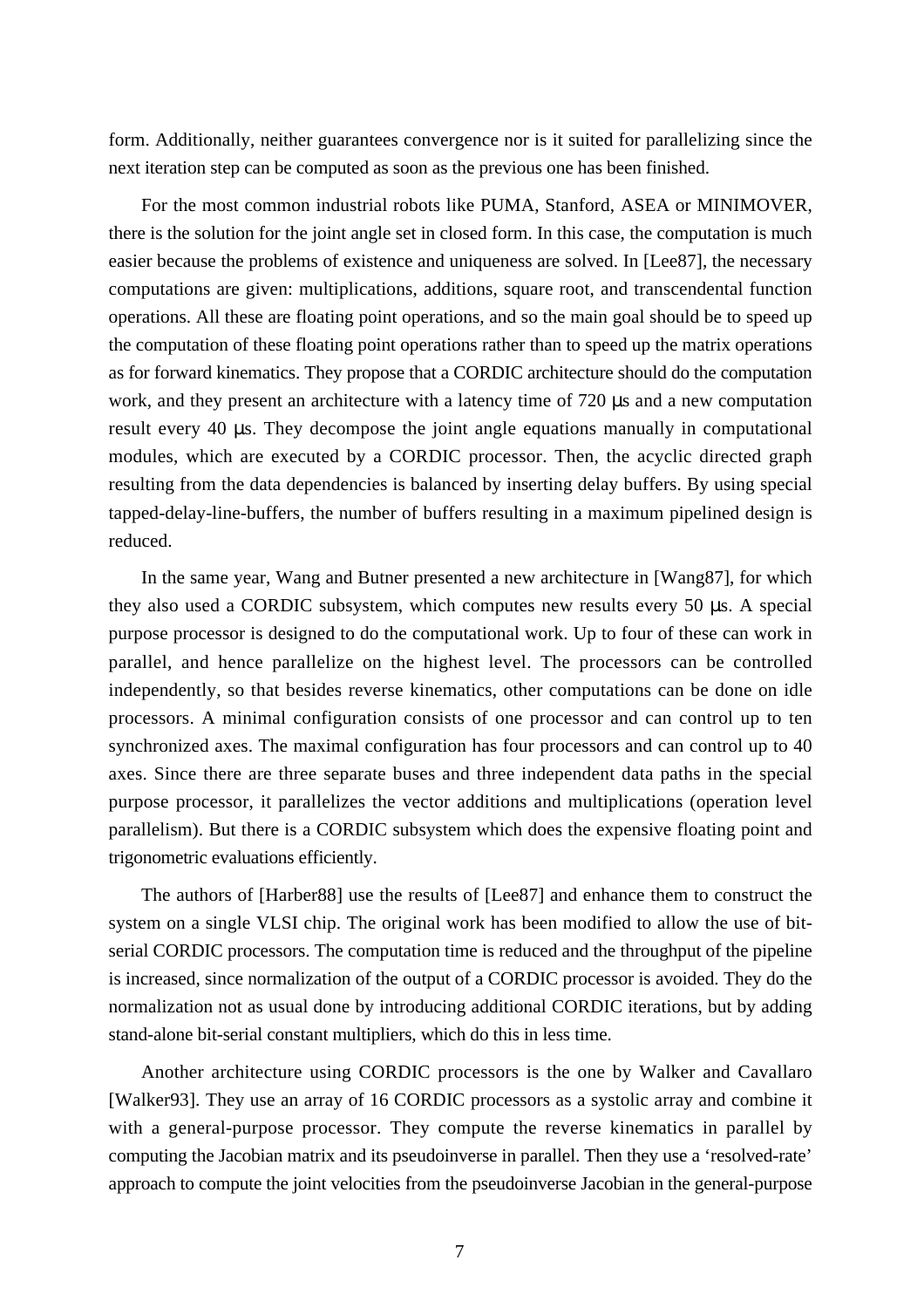form. Additionally, neither guarantees convergence nor is it suited for parallelizing since the next iteration step can be computed as soon as the previous one has been finished.

For the most common industrial robots like PUMA, Stanford, ASEA or MINIMOVER, there is the solution for the joint angle set in closed form. In this case, the computation is much easier because the problems of existence and uniqueness are solved. In [Lee87], the necessary computations are given: multiplications, additions, square root, and transcendental function operations. All these are floating point operations, and so the main goal should be to speed up the computation of these floating point operations rather than to speed up the matrix operations as for forward kinematics. They propose that a CORDIC architecture should do the computation work, and they present an architecture with a latency time of 720 µs and a new computation result every 40 µs. They decompose the joint angle equations manually in computational modules, which are executed by a CORDIC processor. Then, the acyclic directed graph resulting from the data dependencies is balanced by inserting delay buffers. By using special tapped-delay-line-buffers, the number of buffers resulting in a maximum pipelined design is reduced.

In the same year, Wang and Butner presented a new architecture in [Wang87], for which they also used a CORDIC subsystem, which computes new results every 50 µs. A special purpose processor is designed to do the computational work. Up to four of these can work in parallel, and hence parallelize on the highest level. The processors can be controlled independently, so that besides reverse kinematics, other computations can be done on idle processors. A minimal configuration consists of one processor and can control up to ten synchronized axes. The maximal configuration has four processors and can control up to 40 axes. Since there are three separate buses and three independent data paths in the special purpose processor, it parallelizes the vector additions and multiplications (operation level parallelism). But there is a CORDIC subsystem which does the expensive floating point and trigonometric evaluations efficiently.

The authors of [Harber88] use the results of [Lee87] and enhance them to construct the system on a single VLSI chip. The original work has been modified to allow the use of bit-serial CORDIC processors. The computation time is reduced and the throughput of the pipeline is increased, since normalization of the output of a CORDIC processor is avoided. They do the normalization not as usual done by introducing additional CORDIC iterations, but by adding stand-alone bit-serial constant multipliers, which do this in less time.

Another architecture using CORDIC processors is the one by Walker and Cavallaro [Walker93]. They use an array of 16 CORDIC processors as a systolic array and combine it with a general-purpose processor. They compute the reverse kinematics in parallel by computing the Jacobian matrix and its pseudoinverse in parallel. Then they use a 'resolved-rate' approach to compute the joint velocities from the pseudoinverse Jacobian in the general-purpose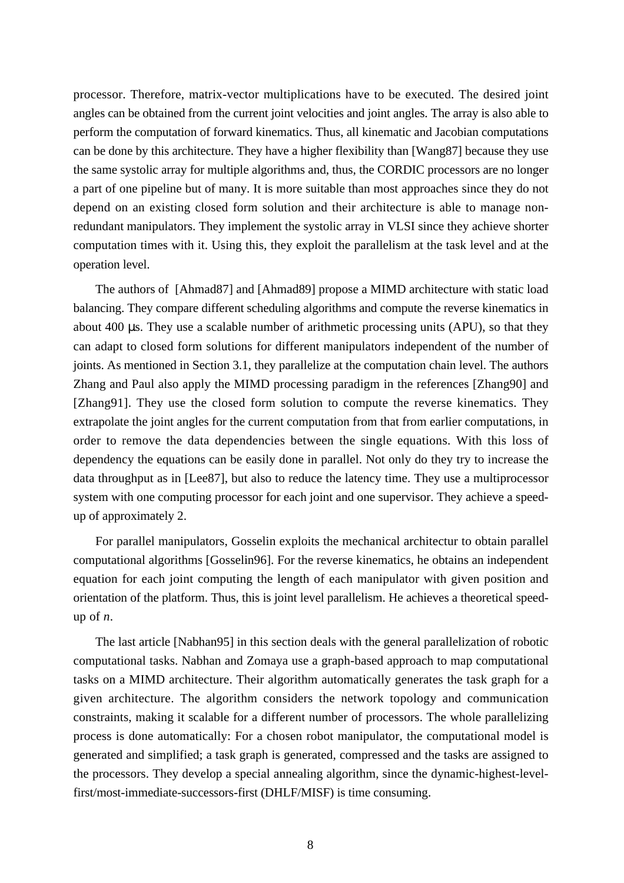processor. Therefore, matrix-vector multiplications have to be executed. The desired joint angles can be obtained from the current joint velocities and joint angles. The array is also able to perform the computation of forward kinematics. Thus, all kinematic and Jacobian computations can be done by this architecture. They have a higher flexibility than [Wang87] because they use the same systolic array for multiple algorithms and, thus, the CORDIC processors are no longer a part of one pipeline but of many. It is more suitable than most approaches since they do not depend on an existing closed form solution and their architecture is able to manage non-redundant manipulators. They implement the systolic array in VLSI since they achieve shorter computation times with it. Using this, they exploit the parallelism at the task level and at the operation level.

The authors of [Ahmad87] and [Ahmad89] propose a MIMD architecture with static load balancing. They compare different scheduling algorithms and compute the reverse kinematics in about 400 μs. They use a scalable number of arithmetic processing units (APU), so that they can adapt to closed form solutions for different manipulators independent of the number of joints. As mentioned in Section 3.1, they parallelize at the computation chain level. The authors Zhang and Paul also apply the MIMD processing paradigm in the references [Zhang90] and [Zhang91]. They use the closed form solution to compute the reverse kinematics. They extrapolate the joint angles for the current computation from that from earlier computations, in order to remove the data dependencies between the single equations. With this loss of dependency the equations can be easily done in parallel. Not only do they try to increase the data throughput as in [Lee87], but also to reduce the latency time. They use a multiprocessor system with one computing processor for each joint and one supervisor. They achieve a speed-up of approximately 2.

For parallel manipulators, Gosselin exploits the mechanical architectur to obtain parallel computational algorithms [Gosselin96]. For the reverse kinematics, he obtains an independent equation for each joint computing the length of each manipulator with given position and orientation of the platform. Thus, this is joint level parallelism. He achieves a theoretical speed-up of $n$.

The last article [Nabhan95] in this section deals with the general parallelization of robotic computational tasks. Nabhan and Zomaya use a graph-based approach to map computational tasks on a MIMD architecture. Their algorithm automatically generates the task graph for a given architecture. The algorithm considers the network topology and communication constraints, making it scalable for a different number of processors. The whole parallelizing process is done automatically: For a chosen robot manipulator, the computational model is generated and simplified; a task graph is generated, compressed and the tasks are assigned to the processors. They develop a special annealing algorithm, since the dynamic-highest-level-first/most-immediate-successors-first (DHLF/MISF) is time consuming.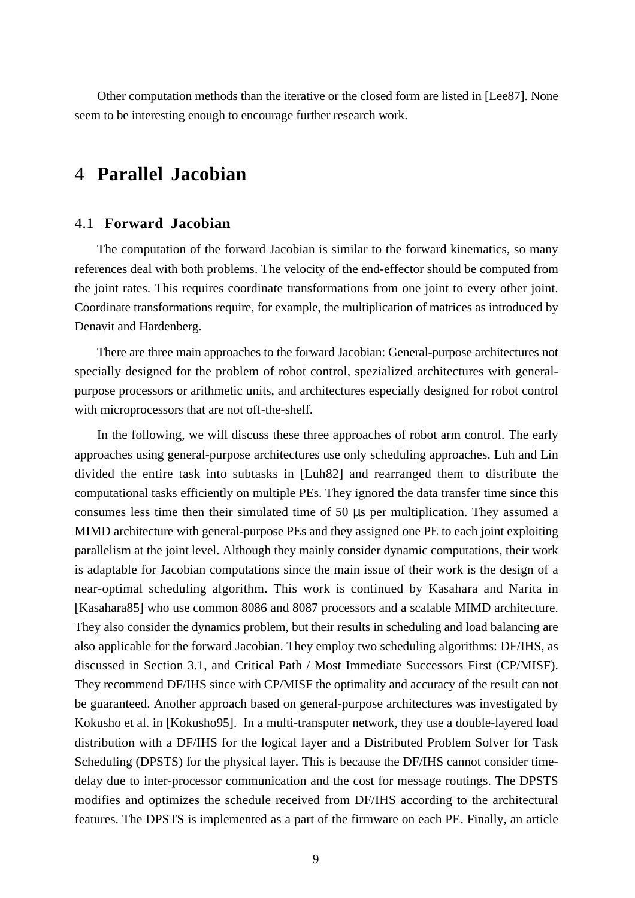Other computation methods than the iterative or the closed form are listed in [Lee87]. None seem to be interesting enough to encourage further research work.

# 4 Parallel Jacobian

## 4.1 Forward Jacobian

The computation of the forward Jacobian is similar to the forward kinematics, so many references deal with both problems. The velocity of the end-effector should be computed from the joint rates. This requires coordinate transformations from one joint to every other joint. Coordinate transformations require, for example, the multiplication of matrices as introduced by Denavit and Hardenberg.

There are three main approaches to the forward Jacobian: General-purpose architectures not specially designed for the problem of robot control, spezialized architectures with general-purpose processors or arithmetic units, and architectures especially designed for robot control with microprocessors that are not off-the-shelf.

In the following, we will discuss these three approaches of robot arm control. The early approaches using general-purpose architectures use only scheduling approaches. Luh and Lin divided the entire task into subtasks in [Luh82] and rearranged them to distribute the computational tasks efficiently on multiple PEs. They ignored the data transfer time since this consumes less time then their simulated time of 50 µs per multiplication. They assumed a MIMD architecture with general-purpose PEs and they assigned one PE to each joint exploiting parallelism at the joint level. Although they mainly consider dynamic computations, their work is adaptable for Jacobian computations since the main issue of their work is the design of a near-optimal scheduling algorithm. This work is continued by Kasahara and Narita in [Kasahara85] who use common 8086 and 8087 processors and a scalable MIMD architecture. They also consider the dynamics problem, but their results in scheduling and load balancing are also applicable for the forward Jacobian. They employ two scheduling algorithms: DF/IHS, as discussed in Section 3.1, and Critical Path / Most Immediate Successors First (CP/MISF). They recommend DF/IHS since with CP/MISF the optimality and accuracy of the result can not be guaranteed. Another approach based on general-purpose architectures was investigated by Kokusho et al. in [Kokusho95]. In a multi-transputer network, they use a double-layered load distribution with a DF/IHS for the logical layer and a Distributed Problem Solver for Task Scheduling (DPSTS) for the physical layer. This is because the DF/IHS cannot consider time-delay due to inter-processor communication and the cost for message routings. The DPSTS modifies and optimizes the schedule received from DF/IHS according to the architectural features. The DPSTS is implemented as a part of the firmware on each PE. Finally, an article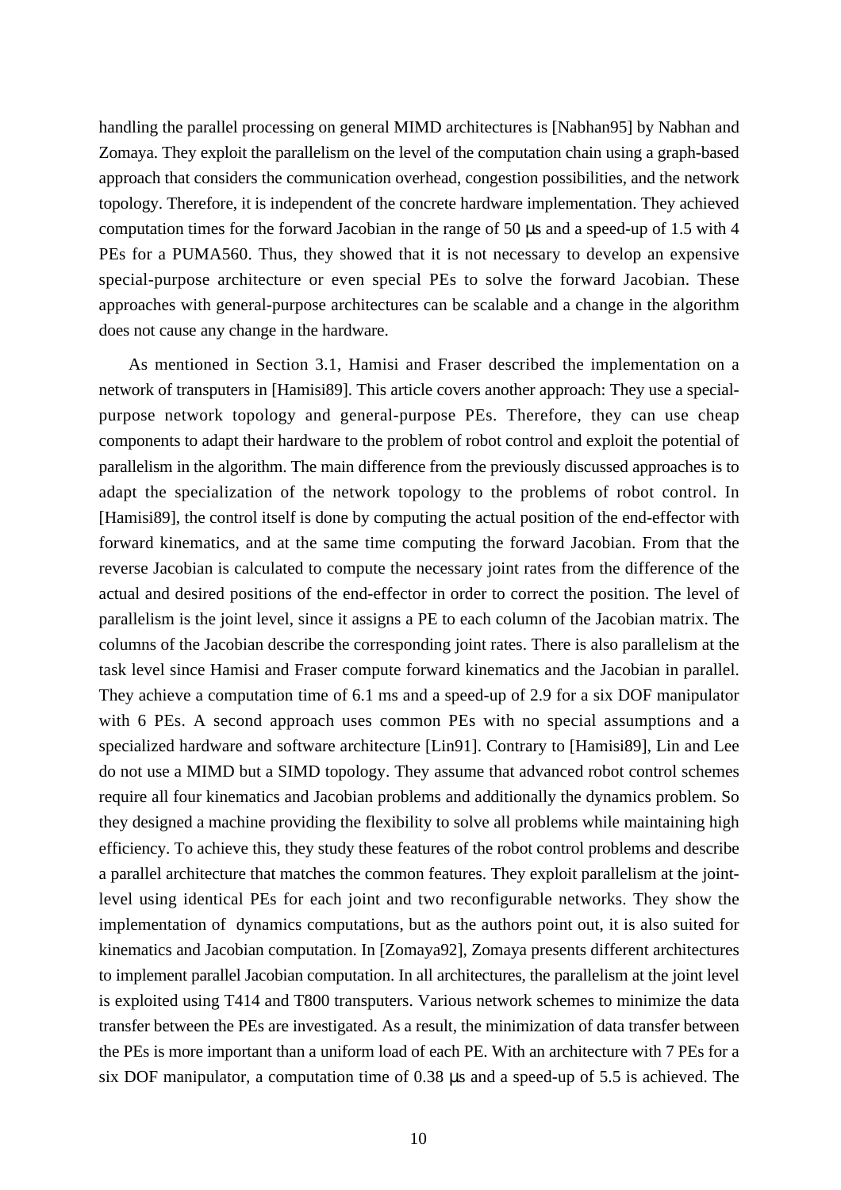handling the parallel processing on general MIMD architectures is [Nabhan95] by Nabhan and Zomaya. They exploit the parallelism on the level of the computation chain using a graph-based approach that considers the communication overhead, congestion possibilities, and the network topology. Therefore, it is independent of the concrete hardware implementation. They achieved computation times for the forward Jacobian in the range of 50 µs and a speed-up of 1.5 with 4 PEs for a PUMA560. Thus, they showed that it is not necessary to develop an expensive special-purpose architecture or even special PEs to solve the forward Jacobian. These approaches with general-purpose architectures can be scalable and a change in the algorithm does not cause any change in the hardware.

As mentioned in Section 3.1, Hamisi and Fraser described the implementation on a network of transputers in [Hamisi89]. This article covers another approach: They use a special-purpose network topology and general-purpose PEs. Therefore, they can use cheap components to adapt their hardware to the problem of robot control and exploit the potential of parallelism in the algorithm. The main difference from the previously discussed approaches is to adapt the specialization of the network topology to the problems of robot control. In [Hamisi89], the control itself is done by computing the actual position of the end-effector with forward kinematics, and at the same time computing the forward Jacobian. From that the reverse Jacobian is calculated to compute the necessary joint rates from the difference of the actual and desired positions of the end-effector in order to correct the position. The level of parallelism is the joint level, since it assigns a PE to each column of the Jacobian matrix. The columns of the Jacobian describe the corresponding joint rates. There is also parallelism at the task level since Hamisi and Fraser compute forward kinematics and the Jacobian in parallel. They achieve a computation time of 6.1 ms and a speed-up of 2.9 for a six DOF manipulator with 6 PEs. A second approach uses common PEs with no special assumptions and a specialized hardware and software architecture [Lin91]. Contrary to [Hamisi89], Lin and Lee do not use a MIMD but a SIMD topology. They assume that advanced robot control schemes require all four kinematics and Jacobian problems and additionally the dynamics problem. So they designed a machine providing the flexibility to solve all problems while maintaining high efficiency. To achieve this, they study these features of the robot control problems and describe a parallel architecture that matches the common features. They exploit parallelism at the joint-level using identical PEs for each joint and two reconfigurable networks. They show the implementation of dynamics computations, but as the authors point out, it is also suited for kinematics and Jacobian computation. In [Zomaya92], Zomaya presents different architectures to implement parallel Jacobian computation. In all architectures, the parallelism at the joint level is exploited using T414 and T800 transputers. Various network schemes to minimize the data transfer between the PEs are investigated. As a result, the minimization of data transfer between the PEs is more important than a uniform load of each PE. With an architecture with 7 PEs for a six DOF manipulator, a computation time of 0.38 µs and a speed-up of 5.5 is achieved. The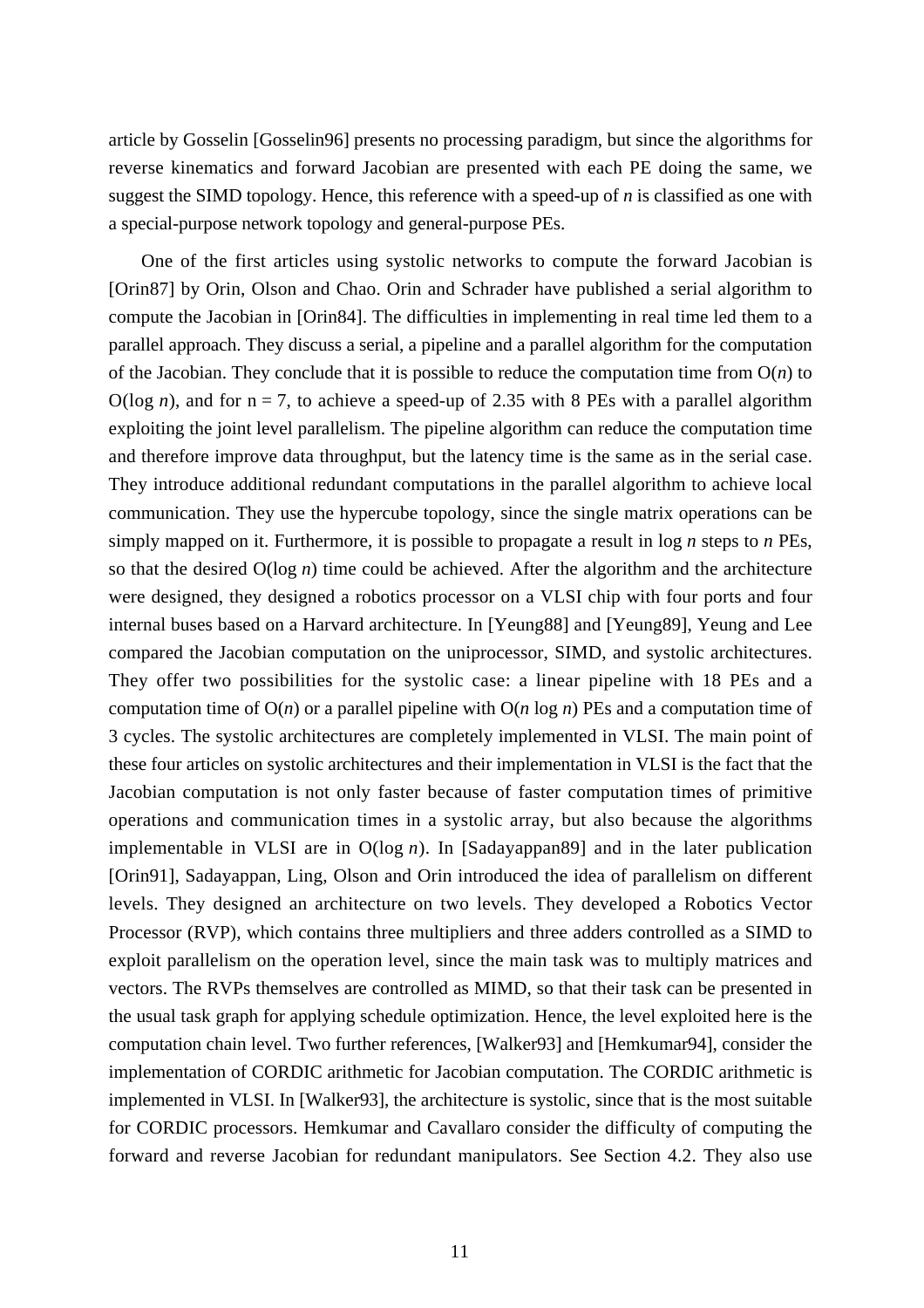article by Gosselin [Gosselin96] presents no processing paradigm, but since the algorithms for reverse kinematics and forward Jacobian are presented with each PE doing the same, we suggest the SIMD topology. Hence, this reference with a speed-up of $n$ is classified as one with a special-purpose network topology and general-purpose PEs.

One of the first articles using systolic networks to compute the forward Jacobian is [Orin87] by Orin, Olson and Chao. Orin and Schrader have published a serial algorithm to compute the Jacobian in [Orin84]. The difficulties in implementing in real time led them to a parallel approach. They discuss a serial, a pipeline and a parallel algorithm for the computation of the Jacobian. They conclude that it is possible to reduce the computation time from $O(n)$ to $O(\log n)$, and for $n = 7$, to achieve a speed-up of 2.35 with 8 PEs with a parallel algorithm exploiting the joint level parallelism. The pipeline algorithm can reduce the computation time and therefore improve data throughput, but the latency time is the same as in the serial case. They introduce additional redundant computations in the parallel algorithm to achieve local communication. They use the hypercube topology, since the single matrix operations can be simply mapped on it. Furthermore, it is possible to propagate a result in $\log n$ steps to $n$ PEs, so that the desired $O(\log n)$ time could be achieved. After the algorithm and the architecture were designed, they designed a robotics processor on a VLSI chip with four ports and four internal buses based on a Harvard architecture. In [Yeung88] and [Yeung89], Yeung and Lee compared the Jacobian computation on the uniprocessor, SIMD, and systolic architectures. They offer two possibilities for the systolic case: a linear pipeline with 18 PEs and a computation time of $O(n)$ or a parallel pipeline with $O(n \log n)$ PEs and a computation time of 3 cycles. The systolic architectures are completely implemented in VLSI. The main point of these four articles on systolic architectures and their implementation in VLSI is the fact that the Jacobian computation is not only faster because of faster computation times of primitive operations and communication times in a systolic array, but also because the algorithms implementable in VLSI are in $O(\log n)$. In [Sadayappan89] and in the later publication [Orin91], Sadayappan, Ling, Olson and Orin introduced the idea of parallelism on different levels. They designed an architecture on two levels. They developed a Robotics Vector Processor (RVP), which contains three multipliers and three adders controlled as a SIMD to exploit parallelism on the operation level, since the main task was to multiply matrices and vectors. The RVPs themselves are controlled as MIMD, so that their task can be presented in the usual task graph for applying schedule optimization. Hence, the level exploited here is the computation chain level. Two further references, [Walker93] and [Hemkumar94], consider the implementation of CORDIC arithmetic for Jacobian computation. The CORDIC arithmetic is implemented in VLSI. In [Walker93], the architecture is systolic, since that is the most suitable for CORDIC processors. Hemkumar and Cavallaro consider the difficulty of computing the forward and reverse Jacobian for redundant manipulators. See Section 4.2. They also use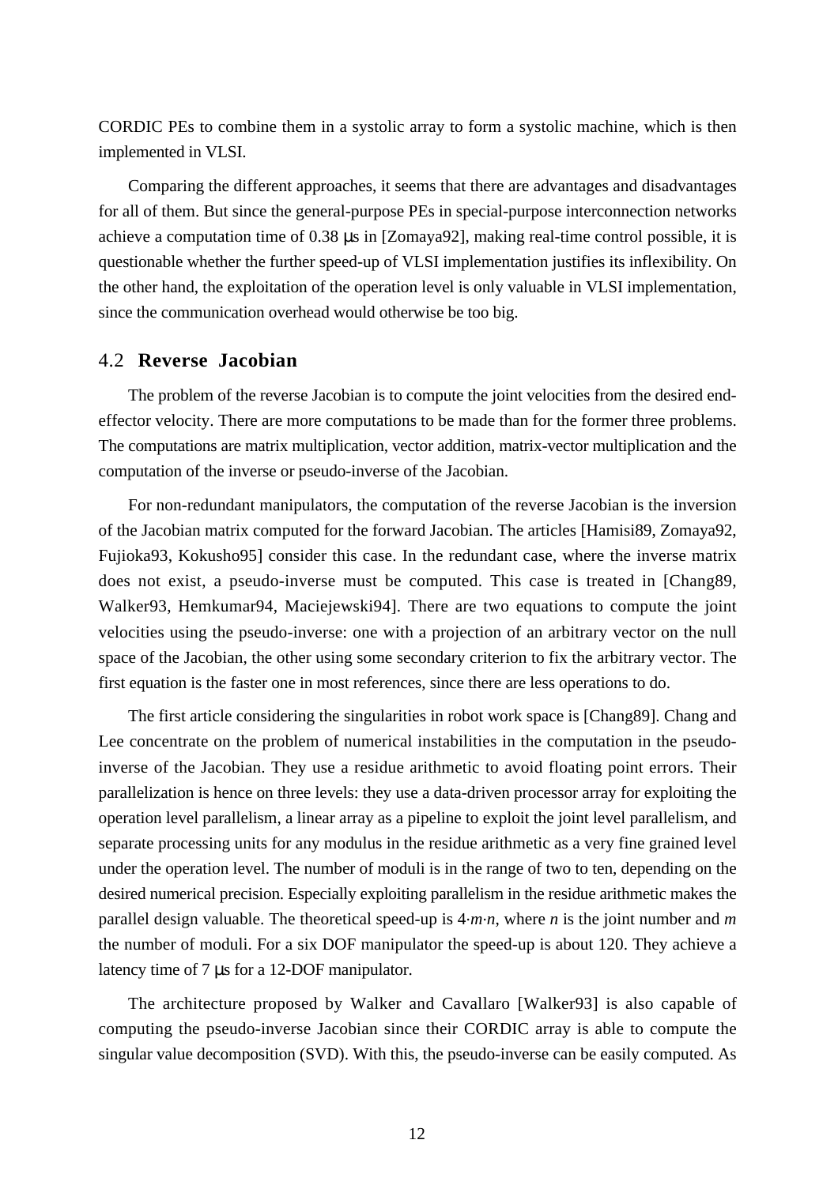CORDIC PEs to combine them in a systolic array to form a systolic machine, which is then implemented in VLSI.

Comparing the different approaches, it seems that there are advantages and disadvantages for all of them. But since the general-purpose PEs in special-purpose interconnection networks achieve a computation time of 0.38 μs in [Zomaya92], making real-time control possible, it is questionable whether the further speed-up of VLSI implementation justifies its inflexibility. On the other hand, the exploitation of the operation level is only valuable in VLSI implementation, since the communication overhead would otherwise be too big.

## 4.2 Reverse Jacobian

The problem of the reverse Jacobian is to compute the joint velocities from the desired end-effector velocity. There are more computations to be made than for the former three problems. The computations are matrix multiplication, vector addition, matrix-vector multiplication and the computation of the inverse or pseudo-inverse of the Jacobian.

For non-redundant manipulators, the computation of the reverse Jacobian is the inversion of the Jacobian matrix computed for the forward Jacobian. The articles [Hamisi89, Zomaya92, Fujioka93, Kokusho95] consider this case. In the redundant case, where the inverse matrix does not exist, a pseudo-inverse must be computed. This case is treated in [Chang89, Walker93, Hemkumar94, Maciejewski94]. There are two equations to compute the joint velocities using the pseudo-inverse: one with a projection of an arbitrary vector on the null space of the Jacobian, the other using some secondary criterion to fix the arbitrary vector. The first equation is the faster one in most references, since there are less operations to do.

The first article considering the singularities in robot work space is [Chang89]. Chang and Lee concentrate on the problem of numerical instabilities in the computation in the pseudo-inverse of the Jacobian. They use a residue arithmetic to avoid floating point errors. Their parallelization is hence on three levels: they use a data-driven processor array for exploiting the operation level parallelism, a linear array as a pipeline to exploit the joint level parallelism, and separate processing units for any modulus in the residue arithmetic as a very fine grained level under the operation level. The number of moduli is in the range of two to ten, depending on the desired numerical precision. Especially exploiting parallelism in the residue arithmetic makes the parallel design valuable. The theoretical speed-up is $4 \cdot m \cdot n$, where $n$ is the joint number and $m$ the number of moduli. For a six DOF manipulator the speed-up is about 120. They achieve a latency time of 7 μs for a 12-DOF manipulator.

The architecture proposed by Walker and Cavallaro [Walker93] is also capable of computing the pseudo-inverse Jacobian since their CORDIC array is able to compute the singular value decomposition (SVD). With this, the pseudo-inverse can be easily computed. As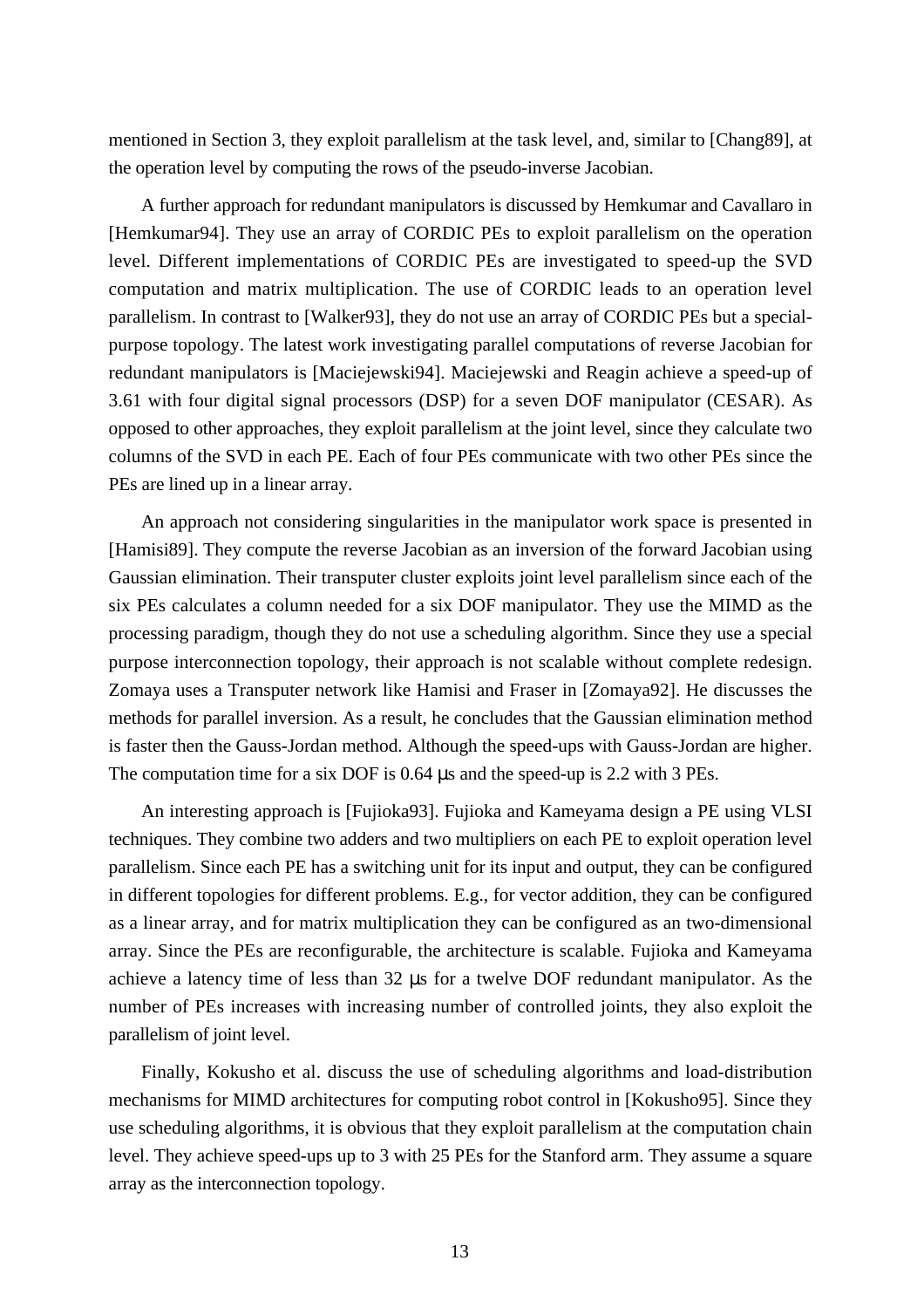mentioned in Section 3, they exploit parallelism at the task level, and, similar to [Chang89], at the operation level by computing the rows of the pseudo-inverse Jacobian.

A further approach for redundant manipulators is discussed by Hemkumar and Cavallaro in [Hemkumar94]. They use an array of CORDIC PEs to exploit parallelism on the operation level. Different implementations of CORDIC PEs are investigated to speed-up the SVD computation and matrix multiplication. The use of CORDIC leads to an operation level parallelism. In contrast to [Walker93], they do not use an array of CORDIC PEs but a special-purpose topology. The latest work investigating parallel computations of reverse Jacobian for redundant manipulators is [Maciejewski94]. Maciejewski and Reagin achieve a speed-up of 3.61 with four digital signal processors (DSP) for a seven DOF manipulator (CESAR). As opposed to other approaches, they exploit parallelism at the joint level, since they calculate two columns of the SVD in each PE. Each of four PEs communicate with two other PEs since the PEs are lined up in a linear array.

An approach not considering singularities in the manipulator work space is presented in [Hamisi89]. They compute the reverse Jacobian as an inversion of the forward Jacobian using Gaussian elimination. Their transputer cluster exploits joint level parallelism since each of the six PEs calculates a column needed for a six DOF manipulator. They use the MIMD as the processing paradigm, though they do not use a scheduling algorithm. Since they use a special purpose interconnection topology, their approach is not scalable without complete redesign. Zomaya uses a Transputer network like Hamisi and Fraser in [Zomaya92]. He discusses the methods for parallel inversion. As a result, he concludes that the Gaussian elimination method is faster then the Gauss-Jordan method. Although the speed-ups with Gauss-Jordan are higher. The computation time for a six DOF is 0.64 µs and the speed-up is 2.2 with 3 PEs.

An interesting approach is [Fujioka93]. Fujioka and Kameyama design a PE using VLSI techniques. They combine two adders and two multipliers on each PE to exploit operation level parallelism. Since each PE has a switching unit for its input and output, they can be configured in different topologies for different problems. E.g., for vector addition, they can be configured as a linear array, and for matrix multiplication they can be configured as an two-dimensional array. Since the PEs are reconfigurable, the architecture is scalable. Fujioka and Kameyama achieve a latency time of less than 32 µs for a twelve DOF redundant manipulator. As the number of PEs increases with increasing number of controlled joints, they also exploit the parallelism of joint level.

Finally, Kokusho et al. discuss the use of scheduling algorithms and load-distribution mechanisms for MIMD architectures for computing robot control in [Kokusho95]. Since they use scheduling algorithms, it is obvious that they exploit parallelism at the computation chain level. They achieve speed-ups up to 3 with 25 PEs for the Stanford arm. They assume a square array as the interconnection topology.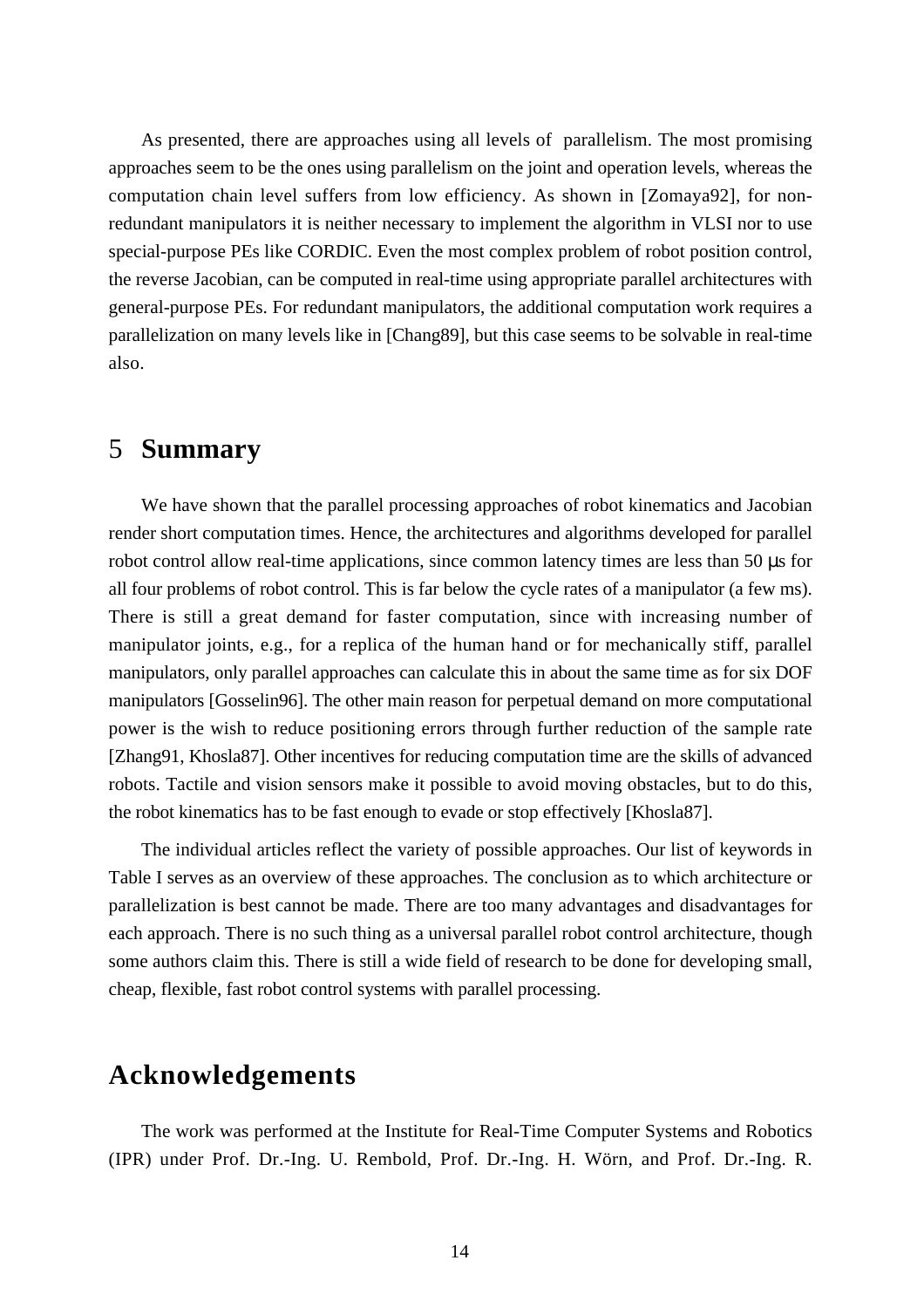As presented, there are approaches using all levels of parallelism. The most promising approaches seem to be the ones using parallelism on the joint and operation levels, whereas the computation chain level suffers from low efficiency. As shown in [Zomaya92], for non-redundant manipulators it is neither necessary to implement the algorithm in VLSI nor to use special-purpose PEs like CORDIC. Even the most complex problem of robot position control, the reverse Jacobian, can be computed in real-time using appropriate parallel architectures with general-purpose PEs. For redundant manipulators, the additional computation work requires a parallelization on many levels like in [Chang89], but this case seems to be solvable in real-time also.

# 5 Summary

We have shown that the parallel processing approaches of robot kinematics and Jacobian render short computation times. Hence, the architectures and algorithms developed for parallel robot control allow real-time applications, since common latency times are less than 50 μs for all four problems of robot control. This is far below the cycle rates of a manipulator (a few ms). There is still a great demand for faster computation, since with increasing number of manipulator joints, e.g., for a replica of the human hand or for mechanically stiff, parallel manipulators, only parallel approaches can calculate this in about the same time as for six DOF manipulators [Gosselin96]. The other main reason for perpetual demand on more computational power is the wish to reduce positioning errors through further reduction of the sample rate [Zhang91, Khosla87]. Other incentives for reducing computation time are the skills of advanced robots. Tactile and vision sensors make it possible to avoid moving obstacles, but to do this, the robot kinematics has to be fast enough to evade or stop effectively [Khosla87].

The individual articles reflect the variety of possible approaches. Our list of keywords in Table I serves as an overview of these approaches. The conclusion as to which architecture or parallelization is best cannot be made. There are too many advantages and disadvantages for each approach. There is no such thing as a universal parallel robot control architecture, though some authors claim this. There is still a wide field of research to be done for developing small, cheap, flexible, fast robot control systems with parallel processing.

# Acknowledgements

The work was performed at the Institute for Real-Time Computer Systems and Robotics (IPR) under Prof. Dr.-Ing. U. Rembold, Prof. Dr.-Ing. H. Wörn, and Prof. Dr.-Ing. R.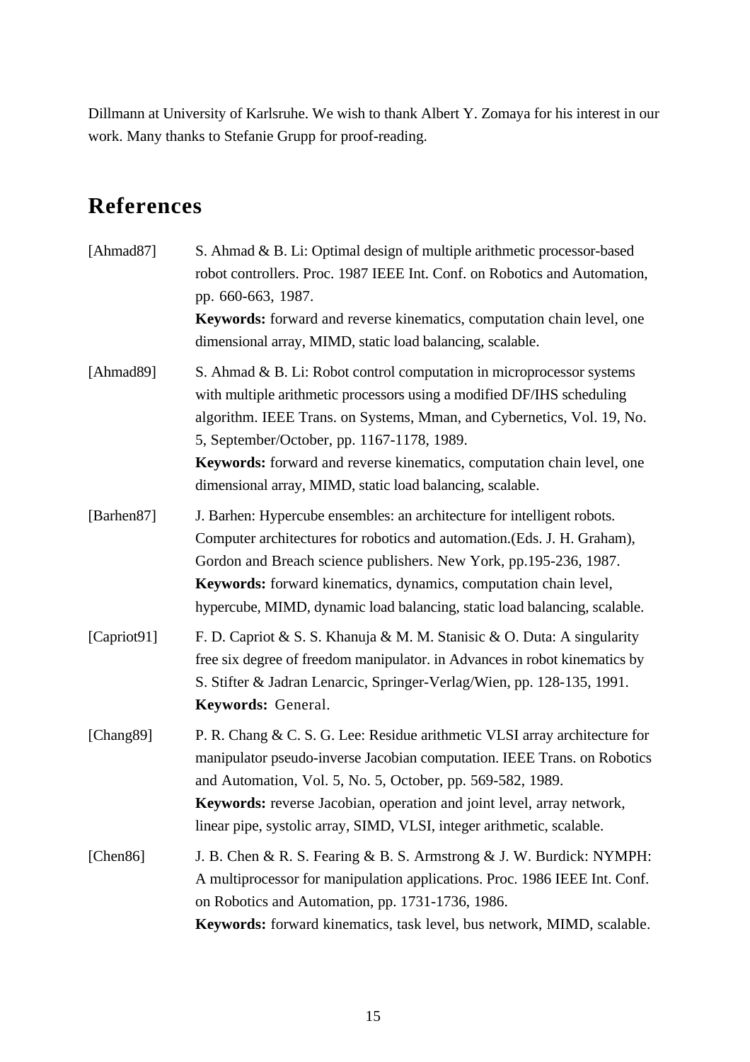Dillmann at University of Karlsruhe. We wish to thank Albert Y. Zomaya for his interest in our work. Many thanks to Stefanie Grupp for proof-reading.

# References

[Ahmad87] S. Ahmad & B. Li: Optimal design of multiple arithmetic processor-based robot controllers. Proc. 1987 IEEE Int. Conf. on Robotics and Automation, pp. 660-663, 1987.
**Keywords:** forward and reverse kinematics, computation chain level, one dimensional array, MIMD, static load balancing, scalable.

[Ahmad89] S. Ahmad & B. Li: Robot control computation in microprocessor systems with multiple arithmetic processors using a modified DF/IHS scheduling algorithm. IEEE Trans. on Systems, Mman, and Cybernetics, Vol. 19, No. 5, September/October, pp. 1167-1178, 1989.
**Keywords:** forward and reverse kinematics, computation chain level, one dimensional array, MIMD, static load balancing, scalable.

[Barhen87] J. Barhen: Hypercube ensembles: an architecture for intelligent robots. Computer architectures for robotics and automation.(Eds. J. H. Graham), Gordon and Breach science publishers. New York, pp.195-236, 1987.
**Keywords:** forward kinematics, dynamics, computation chain level, hypercube, MIMD, dynamic load balancing, static load balancing, scalable.

[Capriot91] F. D. Capriot & S. S. Khanuja & M. M. Stanisic & O. Duta: A singularity free six degree of freedom manipulator. in Advances in robot kinematics by S. Stifter & Jadran Lenarcic, Springer-Verlag/Wien, pp. 128-135, 1991.
**Keywords:** General.

[Chang89] P. R. Chang & C. S. G. Lee: Residue arithmetic VLSI array architecture for manipulator pseudo-inverse Jacobian computation. IEEE Trans. on Robotics and Automation, Vol. 5, No. 5, October, pp. 569-582, 1989.
**Keywords:** reverse Jacobian, operation and joint level, array network, linear pipe, systolic array, SIMD, VLSI, integer arithmetic, scalable.

[Chen86] J. B. Chen & R. S. Fearing & B. S. Armstrong & J. W. Burdick: NYMPH: A multiprocessor for manipulation applications. Proc. 1986 IEEE Int. Conf. on Robotics and Automation, pp. 1731-1736, 1986.
**Keywords:** forward kinematics, task level, bus network, MIMD, scalable.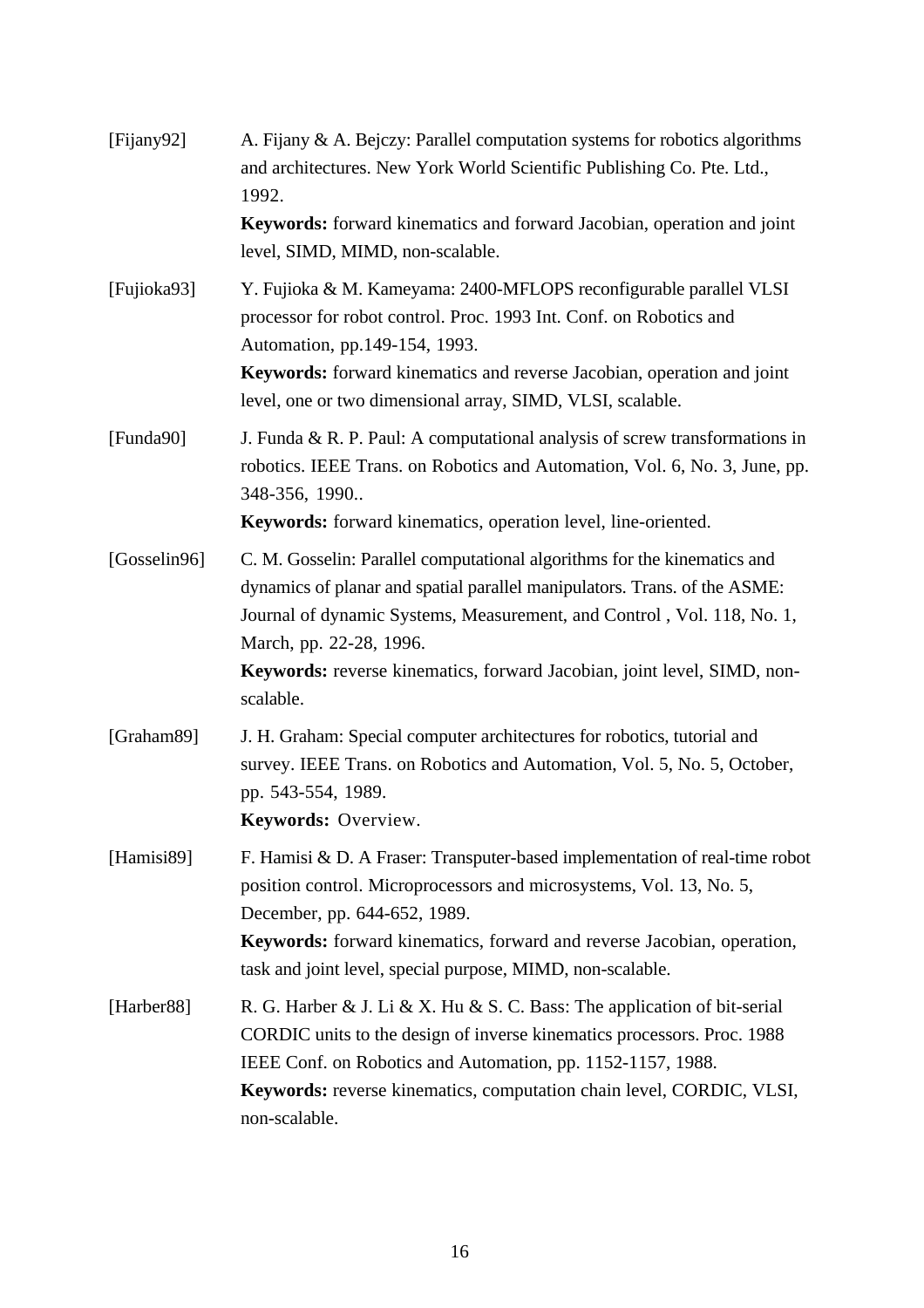[Fijany92] A. Fijany & A. Bejczy: Parallel computation systems for robotics algorithms and architectures. New York World Scientific Publishing Co. Pte. Ltd., 1992.
**Keywords:** forward kinematics and forward Jacobian, operation and joint level, SIMD, MIMD, non-scalable.

[Fujioka93] Y. Fujioka & M. Kameyama: 2400-MFLOPS reconfigurable parallel VLSI processor for robot control. Proc. 1993 Int. Conf. on Robotics and Automation, pp.149-154, 1993.
**Keywords:** forward kinematics and reverse Jacobian, operation and joint level, one or two dimensional array, SIMD, VLSI, scalable.

[Funda90] J. Funda & R. P. Paul: A computational analysis of screw transformations in robotics. IEEE Trans. on Robotics and Automation, Vol. 6, No. 3, June, pp. 348-356, 1990..
**Keywords:** forward kinematics, operation level, line-oriented.

[Gosselin96] C. M. Gosselin: Parallel computational algorithms for the kinematics and dynamics of planar and spatial parallel manipulators. Trans. of the ASME: Journal of dynamic Systems, Measurement, and Control , Vol. 118, No. 1, March, pp. 22-28, 1996.
**Keywords:** reverse kinematics, forward Jacobian, joint level, SIMD, non-scalable.

[Graham89] J. H. Graham: Special computer architectures for robotics, tutorial and survey. IEEE Trans. on Robotics and Automation, Vol. 5, No. 5, October, pp. 543-554, 1989.
**Keywords:** Overview.

[Hamisi89] F. Hamisi & D. A Fraser: Transputer-based implementation of real-time robot position control. Microprocessors and microsystems, Vol. 13, No. 5, December, pp. 644-652, 1989.
**Keywords:** forward kinematics, forward and reverse Jacobian, operation, task and joint level, special purpose, MIMD, non-scalable.

[Harber88] R. G. Harber & J. Li & X. Hu & S. C. Bass: The application of bit-serial CORDIC units to the design of inverse kinematics processors. Proc. 1988 IEEE Conf. on Robotics and Automation, pp. 1152-1157, 1988.
**Keywords:** reverse kinematics, computation chain level, CORDIC, VLSI, non-scalable.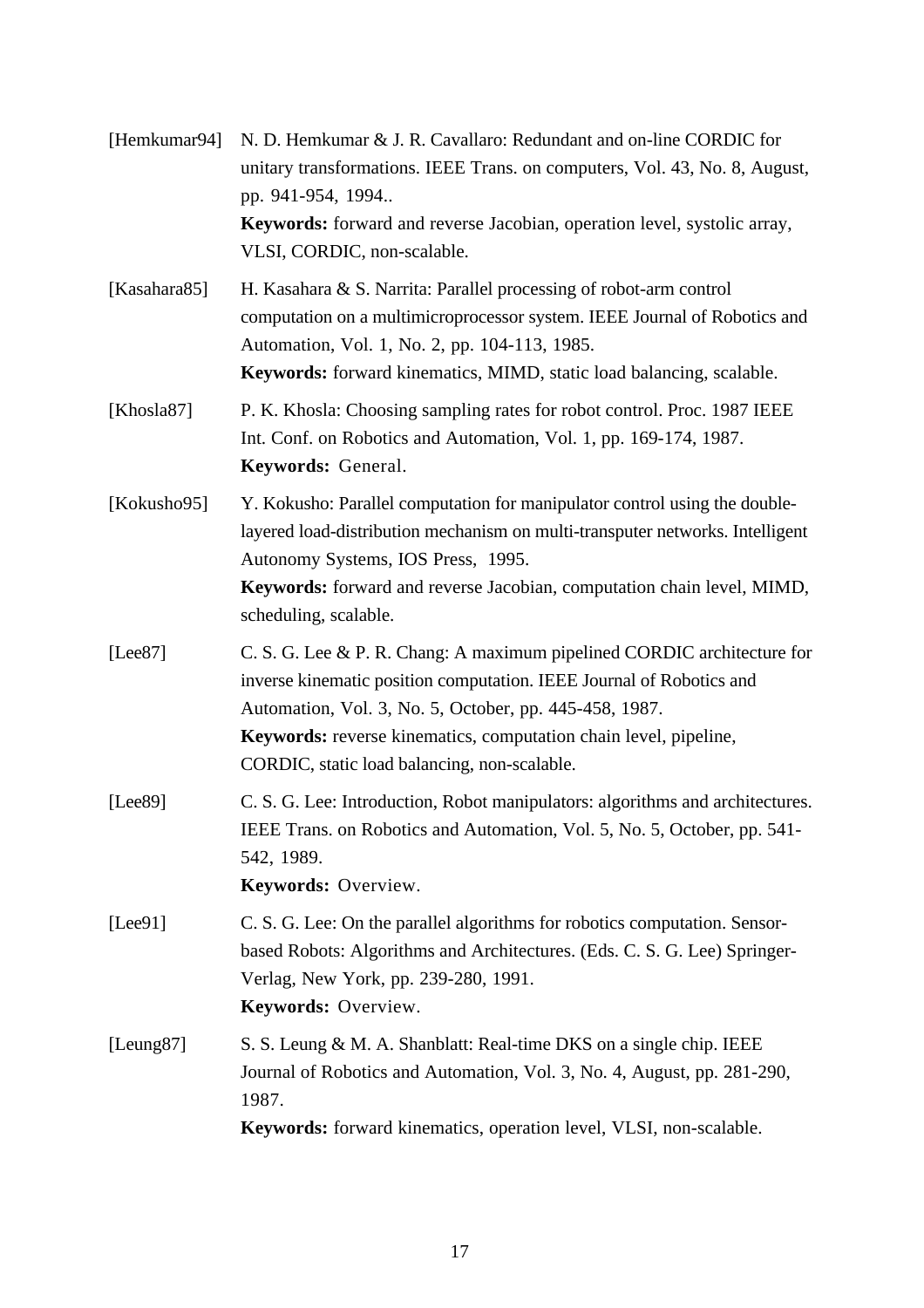[Hemkumar94] N. D. Hemkumar & J. R. Cavallaro: Redundant and on-line CORDIC for unitary transformations. IEEE Trans. on computers, Vol. 43, No. 8, August, pp. 941-954, 1994..
**Keywords:** forward and reverse Jacobian, operation level, systolic array, VLSI, CORDIC, non-scalable.

[Kasahara85] H. Kasahara & S. Narrita: Parallel processing of robot-arm control computation on a multimicroprocessor system. IEEE Journal of Robotics and Automation, Vol. 1, No. 2, pp. 104-113, 1985.
**Keywords:** forward kinematics, MIMD, static load balancing, scalable.

[Khosla87] P. K. Khosla: Choosing sampling rates for robot control. Proc. 1987 IEEE Int. Conf. on Robotics and Automation, Vol. 1, pp. 169-174, 1987.
**Keywords:** General.

[Kokusho95] Y. Kokusho: Parallel computation for manipulator control using the double-layered load-distribution mechanism on multi-transputer networks. Intelligent Autonomy Systems, IOS Press, 1995.
**Keywords:** forward and reverse Jacobian, computation chain level, MIMD, scheduling, scalable.

[Lee87] C. S. G. Lee & P. R. Chang: A maximum pipelined CORDIC architecture for inverse kinematic position computation. IEEE Journal of Robotics and Automation, Vol. 3, No. 5, October, pp. 445-458, 1987.
**Keywords:** reverse kinematics, computation chain level, pipeline, CORDIC, static load balancing, non-scalable.

[Lee89] C. S. G. Lee: Introduction, Robot manipulators: algorithms and architectures. IEEE Trans. on Robotics and Automation, Vol. 5, No. 5, October, pp. 541-542, 1989.
**Keywords:** Overview.

[Lee91] C. S. G. Lee: On the parallel algorithms for robotics computation. Sensor-based Robots: Algorithms and Architectures. (Eds. C. S. G. Lee) Springer-Verlag, New York, pp. 239-280, 1991.
**Keywords:** Overview.

[Leung87] S. S. Leung & M. A. Shanblatt: Real-time DKS on a single chip. IEEE Journal of Robotics and Automation, Vol. 3, No. 4, August, pp. 281-290, 1987.
**Keywords:** forward kinematics, operation level, VLSI, non-scalable.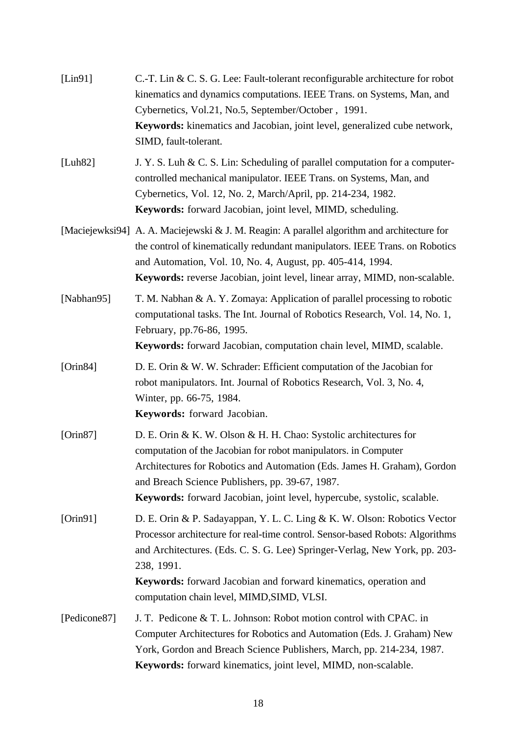[Lin91] C.-T. Lin & C. S. G. Lee: Fault-tolerant reconfigurable architecture for robot kinematics and dynamics computations. IEEE Trans. on Systems, Man, and Cybernetics, Vol.21, No.5, September/October , 1991.
**Keywords:** kinematics and Jacobian, joint level, generalized cube network, SIMD, fault-tolerant.

[Luh82] J. Y. S. Luh & C. S. Lin: Scheduling of parallel computation for a computer-controlled mechanical manipulator. IEEE Trans. on Systems, Man, and Cybernetics, Vol. 12, No. 2, March/April, pp. 214-234, 1982.
**Keywords:** forward Jacobian, joint level, MIMD, scheduling.

[Maciejewksi94] A. A. Maciejewski & J. M. Reagin: A parallel algorithm and architecture for the control of kinematically redundant manipulators. IEEE Trans. on Robotics and Automation, Vol. 10, No. 4, August, pp. 405-414, 1994.
**Keywords:** reverse Jacobian, joint level, linear array, MIMD, non-scalable.

[Nabhan95] T. M. Nabhan & A. Y. Zomaya: Application of parallel processing to robotic computational tasks. The Int. Journal of Robotics Research, Vol. 14, No. 1, February, pp.76-86, 1995.
**Keywords:** forward Jacobian, computation chain level, MIMD, scalable.

[Orin84] D. E. Orin & W. W. Schrader: Efficient computation of the Jacobian for robot manipulators. Int. Journal of Robotics Research, Vol. 3, No. 4, Winter, pp. 66-75, 1984.
**Keywords:** forward Jacobian.

[Orin87] D. E. Orin & K. W. Olson & H. H. Chao: Systolic architectures for computation of the Jacobian for robot manipulators. in Computer Architectures for Robotics and Automation (Eds. James H. Graham), Gordon and Breach Science Publishers, pp. 39-67, 1987.
**Keywords:** forward Jacobian, joint level, hypercube, systolic, scalable.

[Orin91] D. E. Orin & P. Sadayappan, Y. L. C. Ling & K. W. Olson: Robotics Vector Processor architecture for real-time control. Sensor-based Robots: Algorithms and Architectures. (Eds. C. S. G. Lee) Springer-Verlag, New York, pp. 203-238, 1991.
**Keywords:** forward Jacobian and forward kinematics, operation and computation chain level, MIMD,SIMD, VLSI.

[Pedicone87] J. T. Pedicone & T. L. Johnson: Robot motion control with CPAC. in Computer Architectures for Robotics and Automation (Eds. J. Graham) New York, Gordon and Breach Science Publishers, March, pp. 214-234, 1987.
**Keywords:** forward kinematics, joint level, MIMD, non-scalable.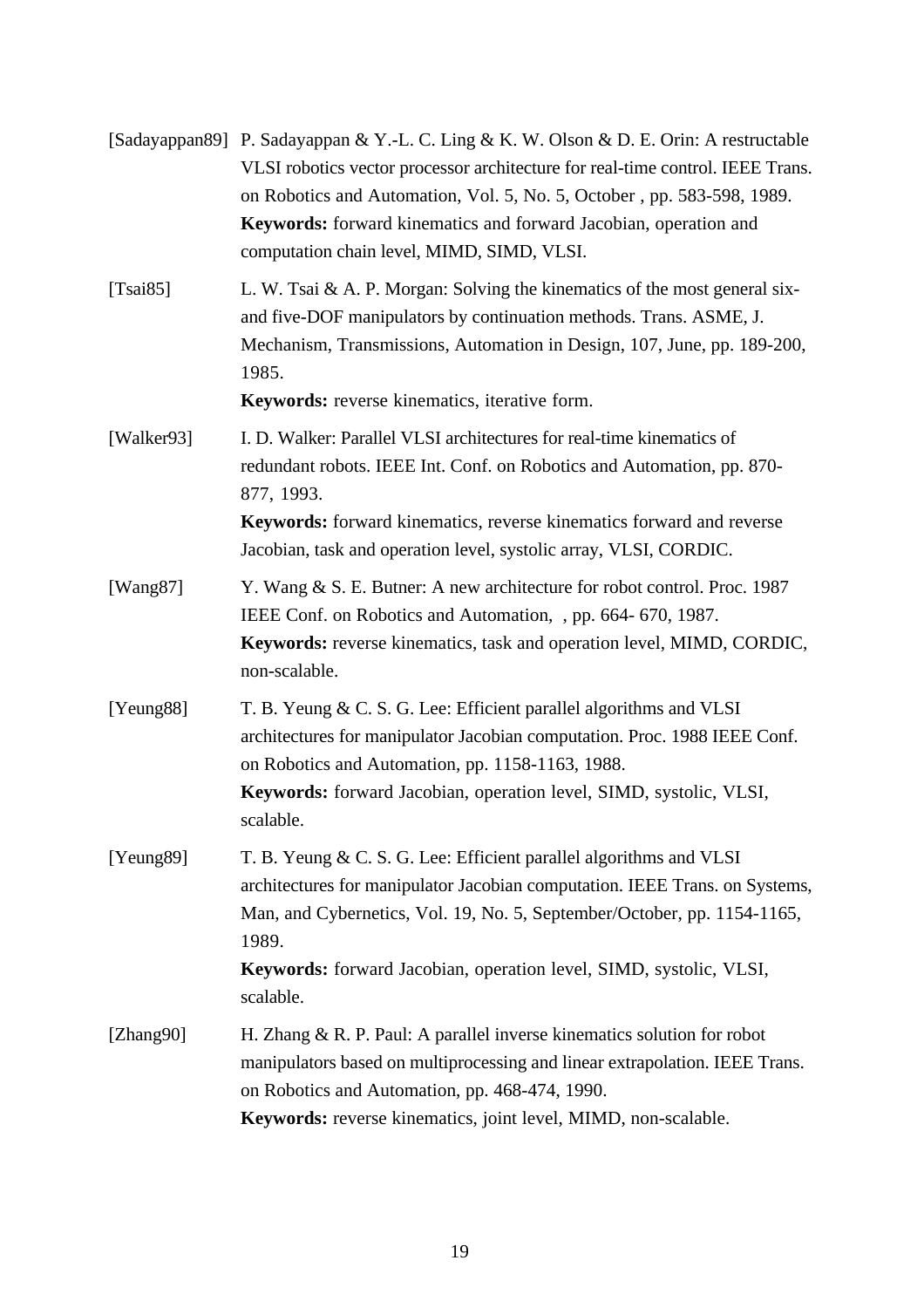[Sadayappan89] P. Sadayappan & Y.-L. C. Ling & K. W. Olson & D. E. Orin: A restructable VLSI robotics vector processor architecture for real-time control. IEEE Trans. on Robotics and Automation, Vol. 5, No. 5, October , pp. 583-598, 1989.
**Keywords:** forward kinematics and forward Jacobian, operation and computation chain level, MIMD, SIMD, VLSI.

[Tsai85] L. W. Tsai & A. P. Morgan: Solving the kinematics of the most general six- and five-DOF manipulators by continuation methods. Trans. ASME, J. Mechanism, Transmissions, Automation in Design, 107, June, pp. 189-200, 1985.
**Keywords:** reverse kinematics, iterative form.

[Walker93] I. D. Walker: Parallel VLSI architectures for real-time kinematics of redundant robots. IEEE Int. Conf. on Robotics and Automation, pp. 870-877, 1993.
**Keywords:** forward kinematics, reverse kinematics forward and reverse Jacobian, task and operation level, systolic array, VLSI, CORDIC.

[Wang87] Y. Wang & S. E. Butner: A new architecture for robot control. Proc. 1987 IEEE Conf. on Robotics and Automation, , pp. 664- 670, 1987.
**Keywords:** reverse kinematics, task and operation level, MIMD, CORDIC, non-scalable.

[Yeung88] T. B. Yeung & C. S. G. Lee: Efficient parallel algorithms and VLSI architectures for manipulator Jacobian computation. Proc. 1988 IEEE Conf. on Robotics and Automation, pp. 1158-1163, 1988.
**Keywords:** forward Jacobian, operation level, SIMD, systolic, VLSI, scalable.

[Yeung89] T. B. Yeung & C. S. G. Lee: Efficient parallel algorithms and VLSI architectures for manipulator Jacobian computation. IEEE Trans. on Systems, Man, and Cybernetics, Vol. 19, No. 5, September/October, pp. 1154-1165, 1989.
**Keywords:** forward Jacobian, operation level, SIMD, systolic, VLSI, scalable.

[Zhang90] H. Zhang & R. P. Paul: A parallel inverse kinematics solution for robot manipulators based on multiprocessing and linear extrapolation. IEEE Trans. on Robotics and Automation, pp. 468-474, 1990.
**Keywords:** reverse kinematics, joint level, MIMD, non-scalable.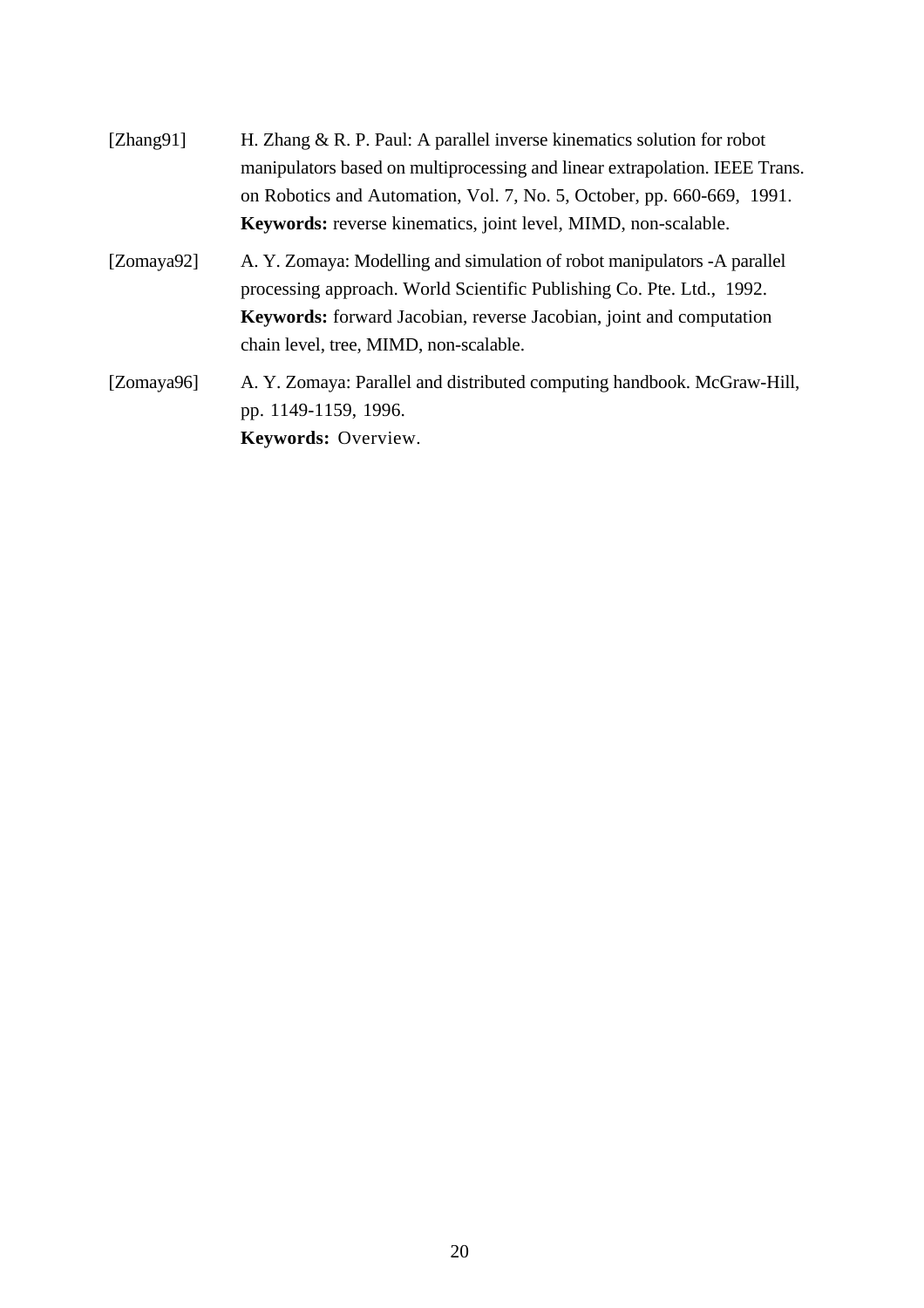[Zhang91] H. Zhang & R. P. Paul: A parallel inverse kinematics solution for robot manipulators based on multiprocessing and linear extrapolation. IEEE Trans. on Robotics and Automation, Vol. 7, No. 5, October, pp. 660-669, 1991.
**Keywords:** reverse kinematics, joint level, MIMD, non-scalable.

[Zomaya92] A. Y. Zomaya: Modelling and simulation of robot manipulators -A parallel processing approach. World Scientific Publishing Co. Pte. Ltd., 1992.
**Keywords:** forward Jacobian, reverse Jacobian, joint and computation chain level, tree, MIMD, non-scalable.

[Zomaya96] A. Y. Zomaya: Parallel and distributed computing handbook. McGraw-Hill, pp. 1149-1159, 1996.
**Keywords:** Overview.